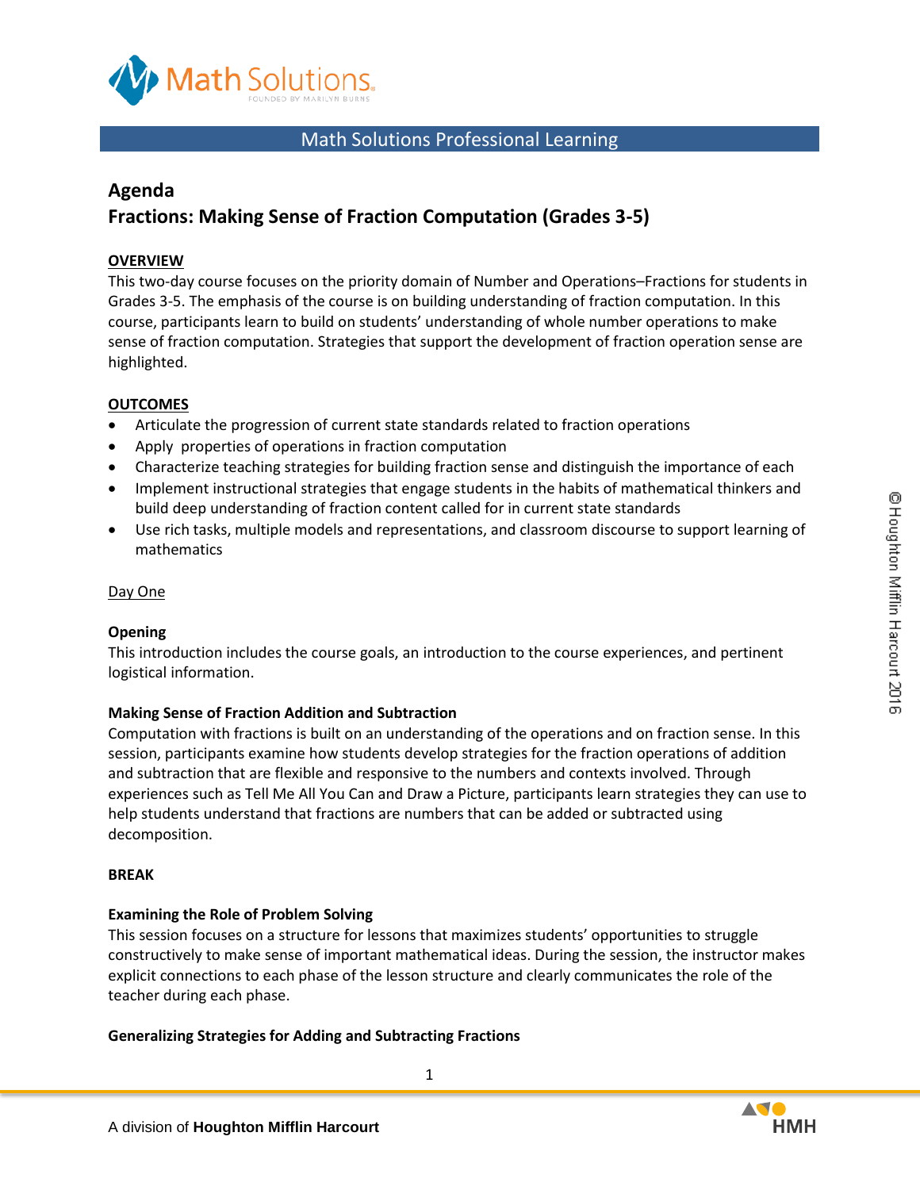Math Solutions Professional Learning

## Agenda

## Fractions: Making Sense of Fraction Computation (Grades 3-5)

**OVERVIEW**

This two-day course focuses on the priority domain of Number and Operations–Fractions for students in Grades 3-5. The emphasis of the course is on building understanding of fraction computation. In this course, participants learn to build on students' understanding of whole number operations to make sense of fraction computation. Strategies that support the development of fraction operation sense are highlighted.

**OUTCOMES**

- Articulate the progression of current state standards related to fraction operations
- Apply properties of operations in fraction computation
- Characterize teaching strategies for building fraction sense and distinguish the importance of each
- Implement instructional strategies that engage students in the habits of mathematical thinkers and build deep understanding of fraction content called for in current state standards
- Use rich tasks, multiple models and representations, and classroom discourse to support learning of mathematics

Day One

**Opening**

This introduction includes the course goals, an introduction to the course experiences, and pertinent logistical information.

**Making Sense of Fraction Addition and Subtraction**

Computation with fractions is built on an understanding of the operations and on fraction sense. In this session, participants examine how students develop strategies for the fraction operations of addition and subtraction that are flexible and responsive to the numbers and contexts involved. Through experiences such as Tell Me All You Can and Draw a Picture, participants learn strategies they can use to help students understand that fractions are numbers that can be added or subtracted using decomposition.

**BREAK**

**Examining the Role of Problem Solving**

This session focuses on a structure for lessons that maximizes students' opportunities to struggle constructively to make sense of important mathematical ideas. During the session, the instructor makes explicit connections to each phase of the lesson structure and clearly communicates the role of the teacher during each phase.

**Generalizing Strategies for Adding and Subtracting Fractions**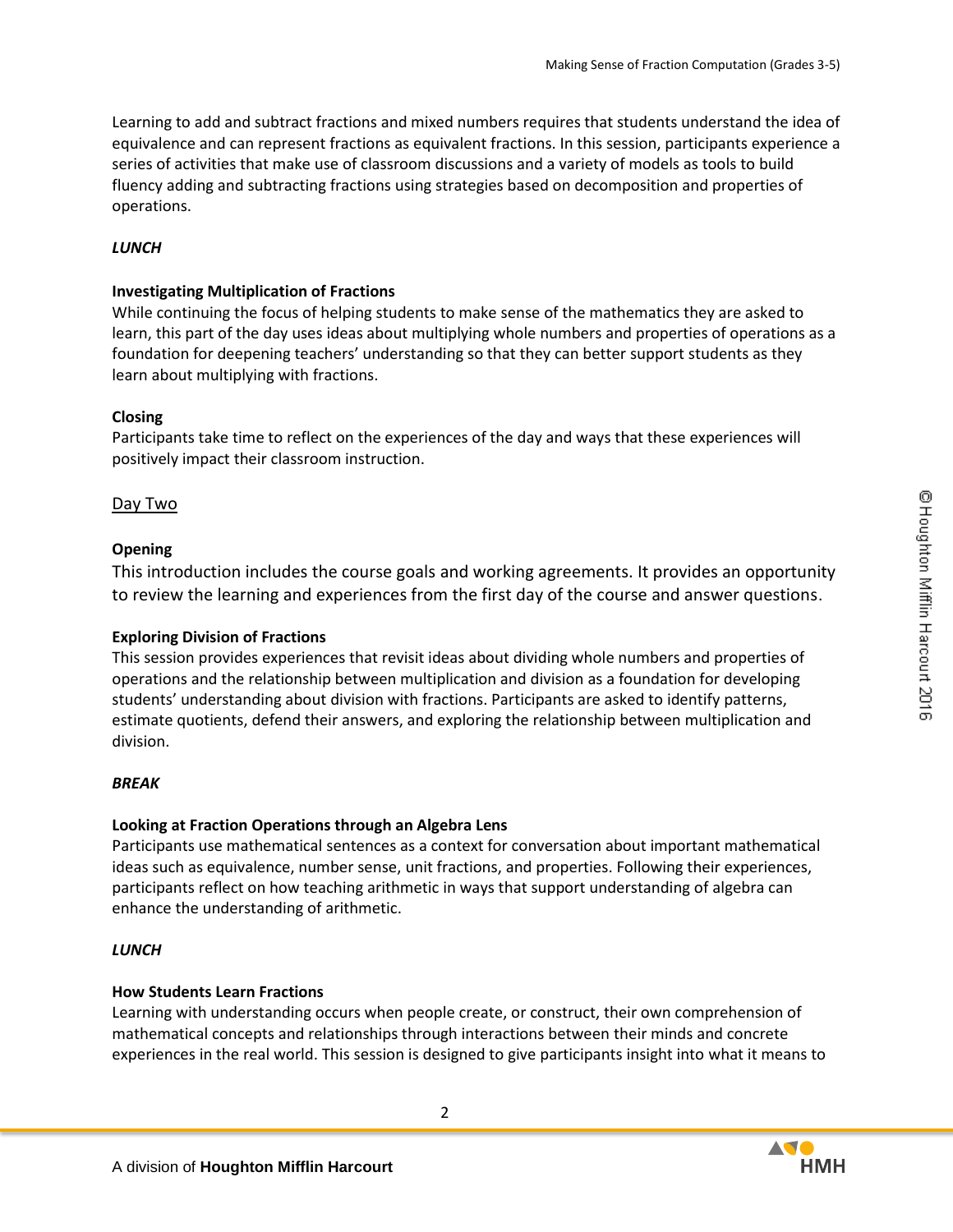Learning to add and subtract fractions and mixed numbers requires that students understand the idea of equivalence and can represent fractions as equivalent fractions. In this session, participants experience a series of activities that make use of classroom discussions and a variety of models as tools to build fluency adding and subtracting fractions using strategies based on decomposition and properties of operations.

***LUNCH***

**Investigating Multiplication of Fractions**
While continuing the focus of helping students to make sense of the mathematics they are asked to learn, this part of the day uses ideas about multiplying whole numbers and properties of operations as a foundation for deepening teachers' understanding so that they can better support students as they learn about multiplying with fractions.

**Closing**
Participants take time to reflect on the experiences of the day and ways that these experiences will positively impact their classroom instruction.

<u>Day Two</u>

**Opening**
This introduction includes the course goals and working agreements. It provides an opportunity to review the learning and experiences from the first day of the course and answer questions.

**Exploring Division of Fractions**
This session provides experiences that revisit ideas about dividing whole numbers and properties of operations and the relationship between multiplication and division as a foundation for developing students' understanding about division with fractions. Participants are asked to identify patterns, estimate quotients, defend their answers, and exploring the relationship between multiplication and division.

***BREAK***

**Looking at Fraction Operations through an Algebra Lens**
Participants use mathematical sentences as a context for conversation about important mathematical ideas such as equivalence, number sense, unit fractions, and properties. Following their experiences, participants reflect on how teaching arithmetic in ways that support understanding of algebra can enhance the understanding of arithmetic.

***LUNCH***

**How Students Learn Fractions**
Learning with understanding occurs when people create, or construct, their own comprehension of mathematical concepts and relationships through interactions between their minds and concrete experiences in the real world. This session is designed to give participants insight into what it means to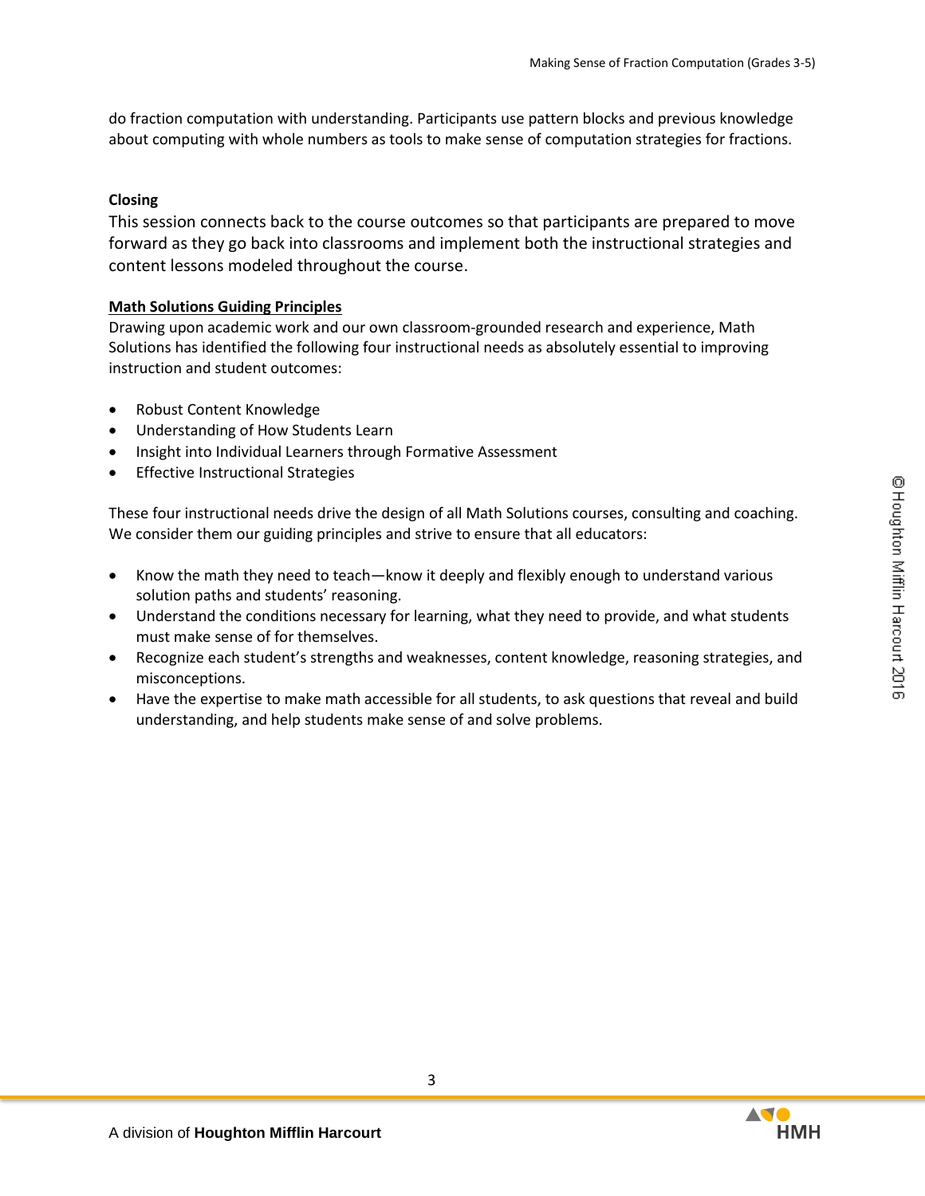do fraction computation with understanding. Participants use pattern blocks and previous knowledge about computing with whole numbers as tools to make sense of computation strategies for fractions.

**Closing**

This session connects back to the course outcomes so that participants are prepared to move forward as they go back into classrooms and implement both the instructional strategies and content lessons modeled throughout the course.

**Math Solutions Guiding Principles**

Drawing upon academic work and our own classroom-grounded research and experience, Math Solutions has identified the following four instructional needs as absolutely essential to improving instruction and student outcomes:

- Robust Content Knowledge
- Understanding of How Students Learn
- Insight into Individual Learners through Formative Assessment
- Effective Instructional Strategies

These four instructional needs drive the design of all Math Solutions courses, consulting and coaching. We consider them our guiding principles and strive to ensure that all educators:

- Know the math they need to teach—know it deeply and flexibly enough to understand various solution paths and students' reasoning.
- Understand the conditions necessary for learning, what they need to provide, and what students must make sense of for themselves.
- Recognize each student's strengths and weaknesses, content knowledge, reasoning strategies, and misconceptions.
- Have the expertise to make math accessible for all students, to ask questions that reveal and build understanding, and help students make sense of and solve problems.